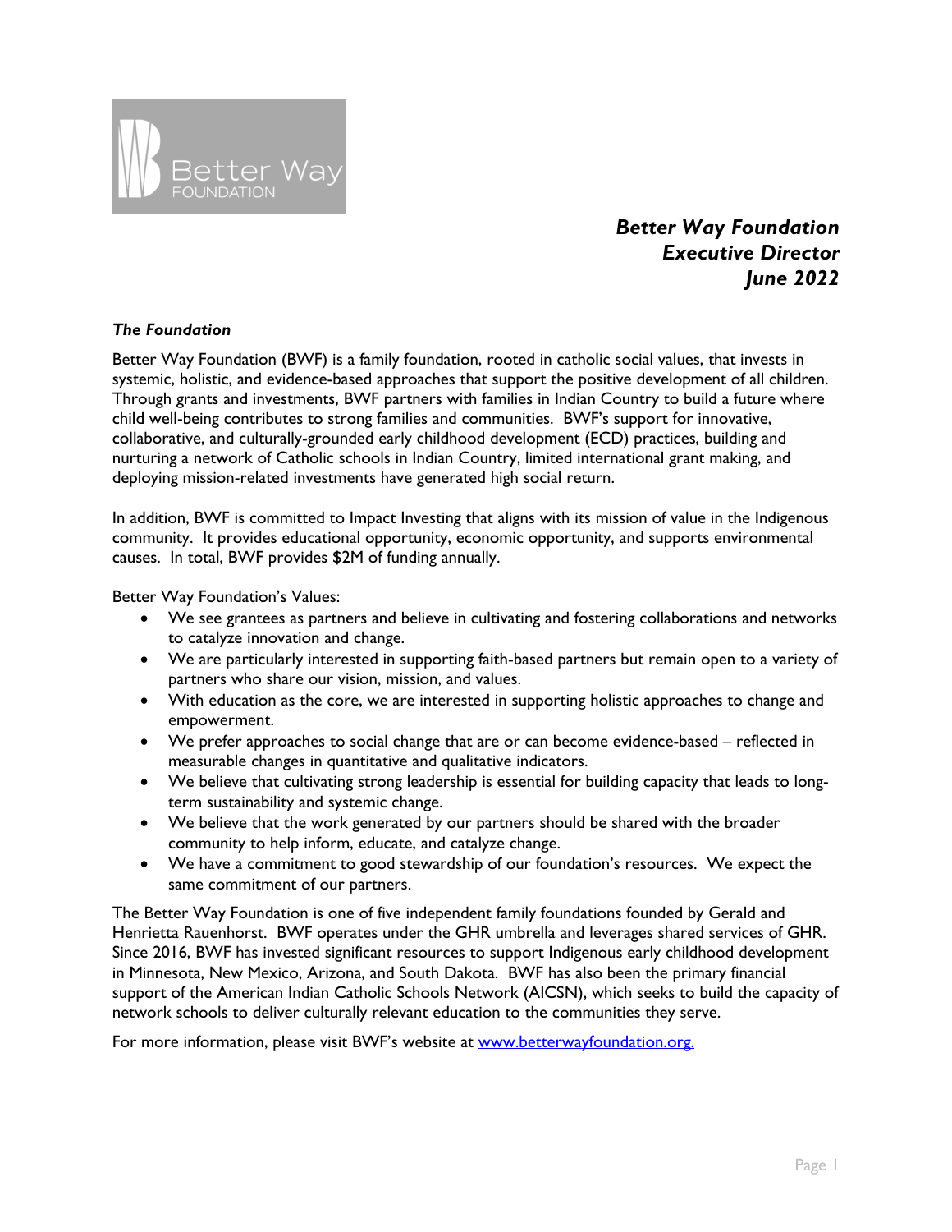***Better Way Foundation***
***Executive Director***
***June 2022***

***The Foundation***

Better Way Foundation (BWF) is a family foundation, rooted in catholic social values, that invests in systemic, holistic, and evidence-based approaches that support the positive development of all children. Through grants and investments, BWF partners with families in Indian Country to build a future where child well-being contributes to strong families and communities. BWF's support for innovative, collaborative, and culturally-grounded early childhood development (ECD) practices, building and nurturing a network of Catholic schools in Indian Country, limited international grant making, and deploying mission-related investments have generated high social return.

In addition, BWF is committed to Impact Investing that aligns with its mission of value in the Indigenous community. It provides educational opportunity, economic opportunity, and supports environmental causes. In total, BWF provides $2M of funding annually.

Better Way Foundation's Values:

- We see grantees as partners and believe in cultivating and fostering collaborations and networks to catalyze innovation and change.
- We are particularly interested in supporting faith-based partners but remain open to a variety of partners who share our vision, mission, and values.
- With education as the core, we are interested in supporting holistic approaches to change and empowerment.
- We prefer approaches to social change that are or can become evidence-based – reflected in measurable changes in quantitative and qualitative indicators.
- We believe that cultivating strong leadership is essential for building capacity that leads to long-term sustainability and systemic change.
- We believe that the work generated by our partners should be shared with the broader community to help inform, educate, and catalyze change.
- We have a commitment to good stewardship of our foundation's resources. We expect the same commitment of our partners.

The Better Way Foundation is one of five independent family foundations founded by Gerald and Henrietta Rauenhorst. BWF operates under the GHR umbrella and leverages shared services of GHR. Since 2016, BWF has invested significant resources to support Indigenous early childhood development in Minnesota, New Mexico, Arizona, and South Dakota. BWF has also been the primary financial support of the American Indian Catholic Schools Network (AICSN), which seeks to build the capacity of network schools to deliver culturally relevant education to the communities they serve.

For more information, please visit BWF's website at [www.betterwayfoundation.org.](http://www.betterwayfoundation.org)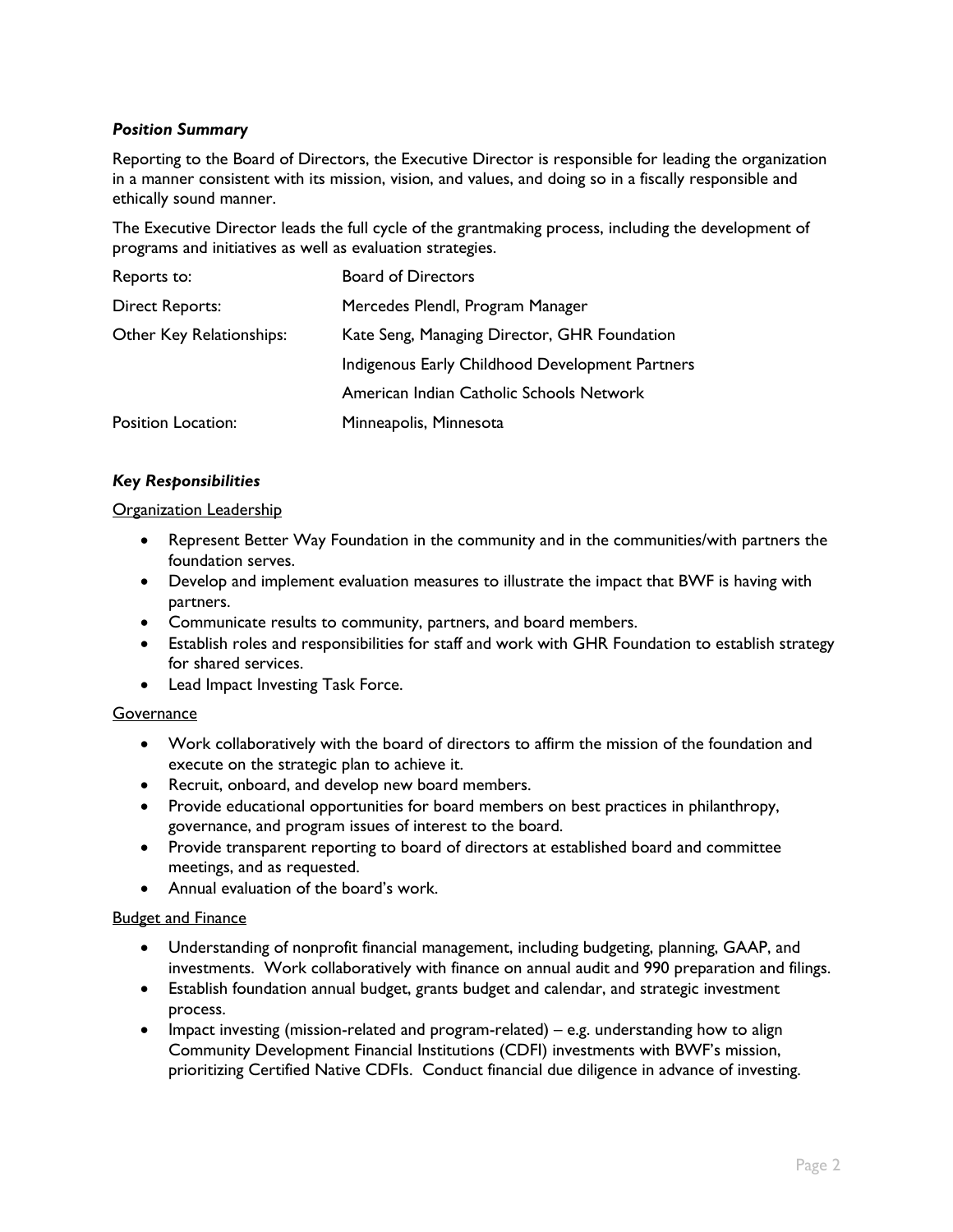### *Position Summary*

Reporting to the Board of Directors, the Executive Director is responsible for leading the organization in a manner consistent with its mission, vision, and values, and doing so in a fiscally responsible and ethically sound manner.

The Executive Director leads the full cycle of the grantmaking process, including the development of programs and initiatives as well as evaluation strategies.

| | |
|---|---|
| Reports to: | Board of Directors |
| Direct Reports: | Mercedes Plendl, Program Manager |
| Other Key Relationships: | Kate Seng, Managing Director, GHR Foundation |
| | Indigenous Early Childhood Development Partners |
| | American Indian Catholic Schools Network |
| Position Location: | Minneapolis, Minnesota |

### *Key Responsibilities*

<u>Organization Leadership</u>

- Represent Better Way Foundation in the community and in the communities/with partners the foundation serves.
- Develop and implement evaluation measures to illustrate the impact that BWF is having with partners.
- Communicate results to community, partners, and board members.
- Establish roles and responsibilities for staff and work with GHR Foundation to establish strategy for shared services.
- Lead Impact Investing Task Force.

<u>Governance</u>

- Work collaboratively with the board of directors to affirm the mission of the foundation and execute on the strategic plan to achieve it.
- Recruit, onboard, and develop new board members.
- Provide educational opportunities for board members on best practices in philanthropy, governance, and program issues of interest to the board.
- Provide transparent reporting to board of directors at established board and committee meetings, and as requested.
- Annual evaluation of the board's work.

<u>Budget and Finance</u>

- Understanding of nonprofit financial management, including budgeting, planning, GAAP, and investments. Work collaboratively with finance on annual audit and 990 preparation and filings.
- Establish foundation annual budget, grants budget and calendar, and strategic investment process.
- Impact investing (mission-related and program-related) – e.g. understanding how to align Community Development Financial Institutions (CDFI) investments with BWF's mission, prioritizing Certified Native CDFIs. Conduct financial due diligence in advance of investing.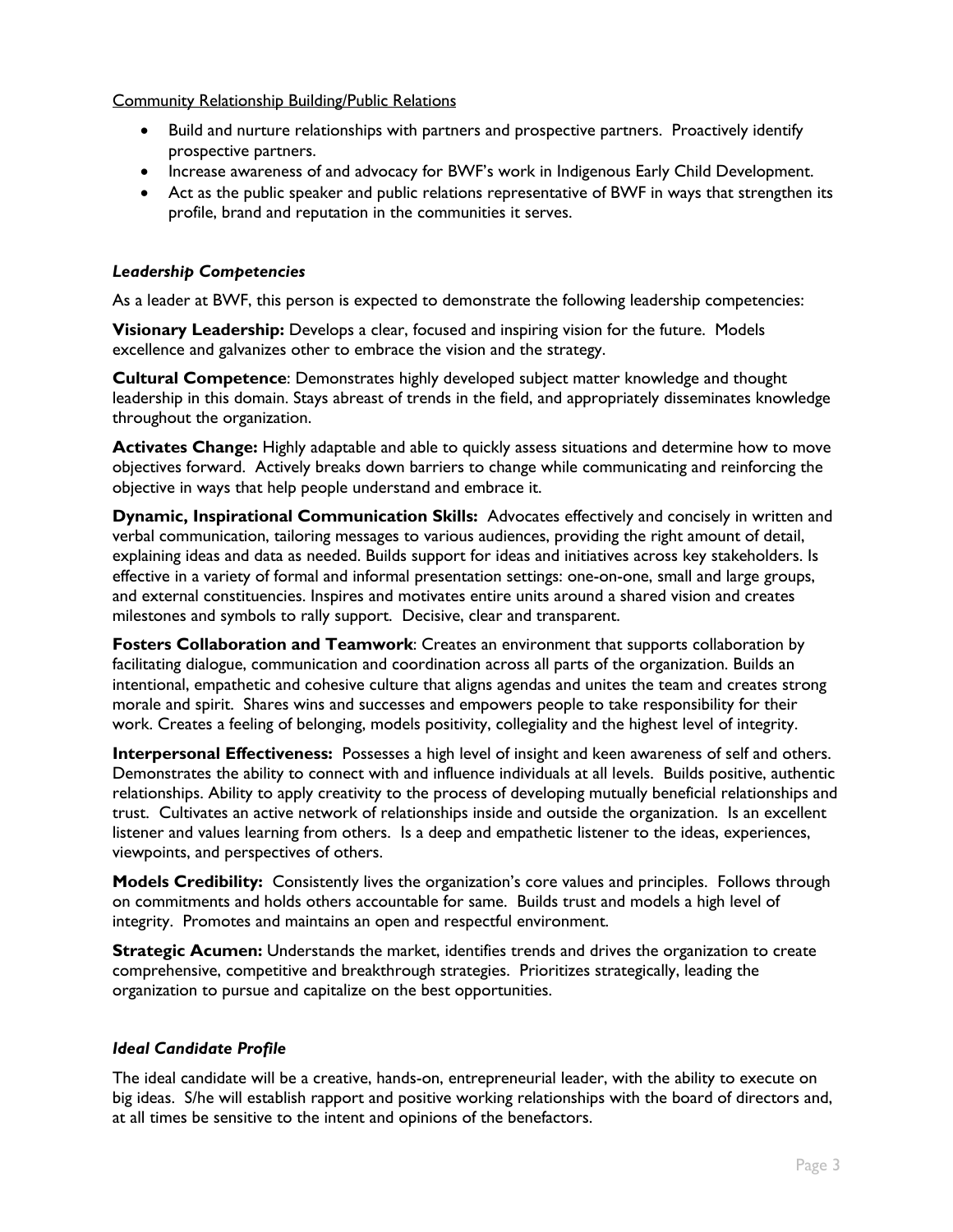<u>Community Relationship Building/Public Relations</u>

- Build and nurture relationships with partners and prospective partners. Proactively identify prospective partners.
- Increase awareness of and advocacy for BWF's work in Indigenous Early Child Development.
- Act as the public speaker and public relations representative of BWF in ways that strengthen its profile, brand and reputation in the communities it serves.

### *Leadership Competencies*

As a leader at BWF, this person is expected to demonstrate the following leadership competencies:

**Visionary Leadership:** Develops a clear, focused and inspiring vision for the future. Models excellence and galvanizes other to embrace the vision and the strategy.

**Cultural Competence**: Demonstrates highly developed subject matter knowledge and thought leadership in this domain. Stays abreast of trends in the field, and appropriately disseminates knowledge throughout the organization.

**Activates Change:** Highly adaptable and able to quickly assess situations and determine how to move objectives forward. Actively breaks down barriers to change while communicating and reinforcing the objective in ways that help people understand and embrace it.

**Dynamic, Inspirational Communication Skills:** Advocates effectively and concisely in written and verbal communication, tailoring messages to various audiences, providing the right amount of detail, explaining ideas and data as needed. Builds support for ideas and initiatives across key stakeholders. Is effective in a variety of formal and informal presentation settings: one-on-one, small and large groups, and external constituencies. Inspires and motivates entire units around a shared vision and creates milestones and symbols to rally support. Decisive, clear and transparent.

**Fosters Collaboration and Teamwork**: Creates an environment that supports collaboration by facilitating dialogue, communication and coordination across all parts of the organization. Builds an intentional, empathetic and cohesive culture that aligns agendas and unites the team and creates strong morale and spirit. Shares wins and successes and empowers people to take responsibility for their work. Creates a feeling of belonging, models positivity, collegiality and the highest level of integrity.

**Interpersonal Effectiveness:** Possesses a high level of insight and keen awareness of self and others. Demonstrates the ability to connect with and influence individuals at all levels. Builds positive, authentic relationships. Ability to apply creativity to the process of developing mutually beneficial relationships and trust. Cultivates an active network of relationships inside and outside the organization. Is an excellent listener and values learning from others. Is a deep and empathetic listener to the ideas, experiences, viewpoints, and perspectives of others.

**Models Credibility:** Consistently lives the organization's core values and principles. Follows through on commitments and holds others accountable for same. Builds trust and models a high level of integrity. Promotes and maintains an open and respectful environment.

**Strategic Acumen:** Understands the market, identifies trends and drives the organization to create comprehensive, competitive and breakthrough strategies. Prioritizes strategically, leading the organization to pursue and capitalize on the best opportunities.

### *Ideal Candidate Profile*

The ideal candidate will be a creative, hands-on, entrepreneurial leader, with the ability to execute on big ideas. S/he will establish rapport and positive working relationships with the board of directors and, at all times be sensitive to the intent and opinions of the benefactors.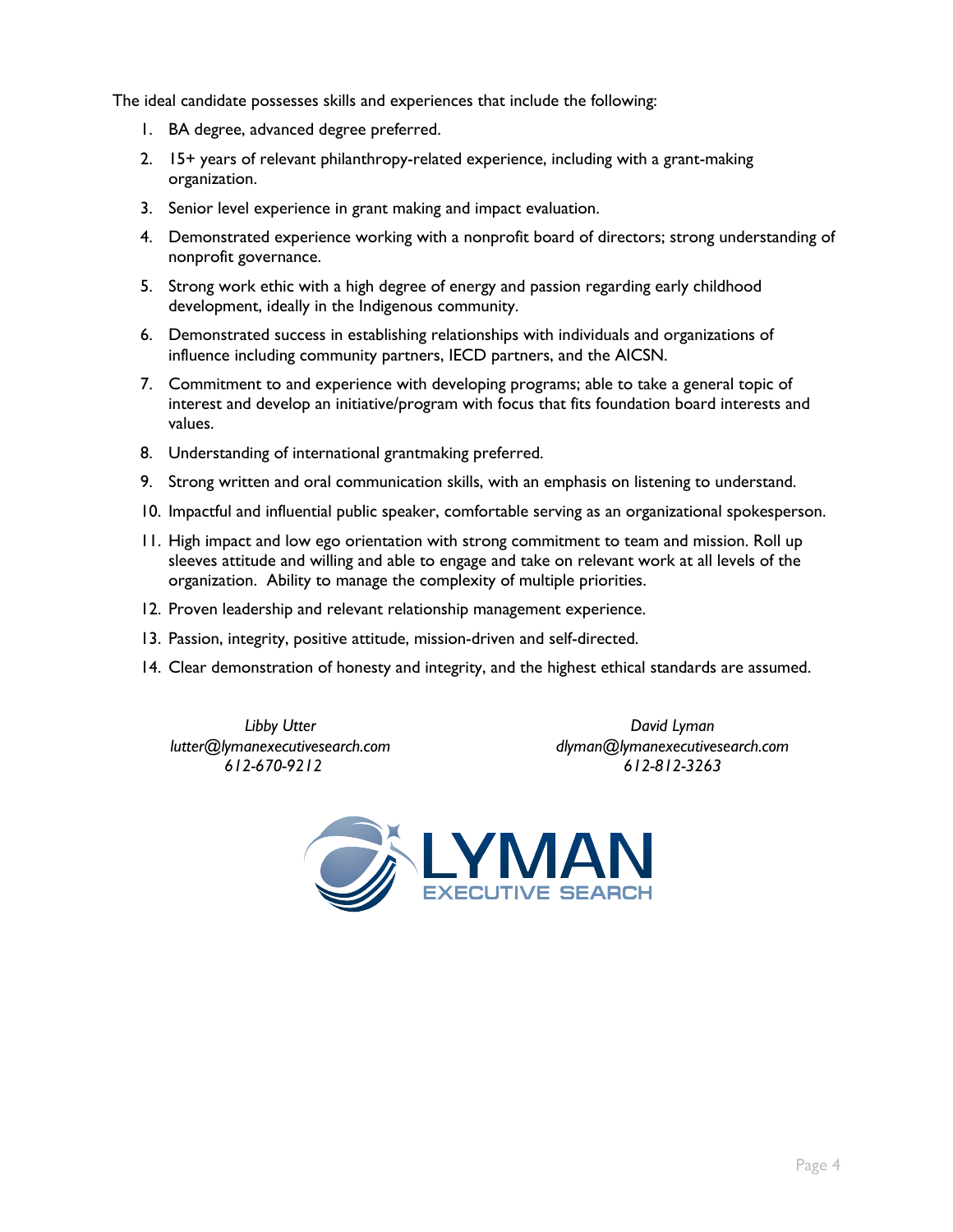The ideal candidate possesses skills and experiences that include the following:

1. BA degree, advanced degree preferred.
2. 15+ years of relevant philanthropy-related experience, including with a grant-making organization.
3. Senior level experience in grant making and impact evaluation.
4. Demonstrated experience working with a nonprofit board of directors; strong understanding of nonprofit governance.
5. Strong work ethic with a high degree of energy and passion regarding early childhood development, ideally in the Indigenous community.
6. Demonstrated success in establishing relationships with individuals and organizations of influence including community partners, IECD partners, and the AICSN.
7. Commitment to and experience with developing programs; able to take a general topic of interest and develop an initiative/program with focus that fits foundation board interests and values.
8. Understanding of international grantmaking preferred.
9. Strong written and oral communication skills, with an emphasis on listening to understand.
10. Impactful and influential public speaker, comfortable serving as an organizational spokesperson.
11. High impact and low ego orientation with strong commitment to team and mission. Roll up sleeves attitude and willing and able to engage and take on relevant work at all levels of the organization. Ability to manage the complexity of multiple priorities.
12. Proven leadership and relevant relationship management experience.
13. Passion, integrity, positive attitude, mission-driven and self-directed.
14. Clear demonstration of honesty and integrity, and the highest ethical standards are assumed.

*Libby Utter*
*lutter@lymanexecutivesearch.com*
*612-670-9212*

*David Lyman*
*dlyman@lymanexecutivesearch.com*
*612-812-3263*

LYMAN
EXECUTIVE SEARCH